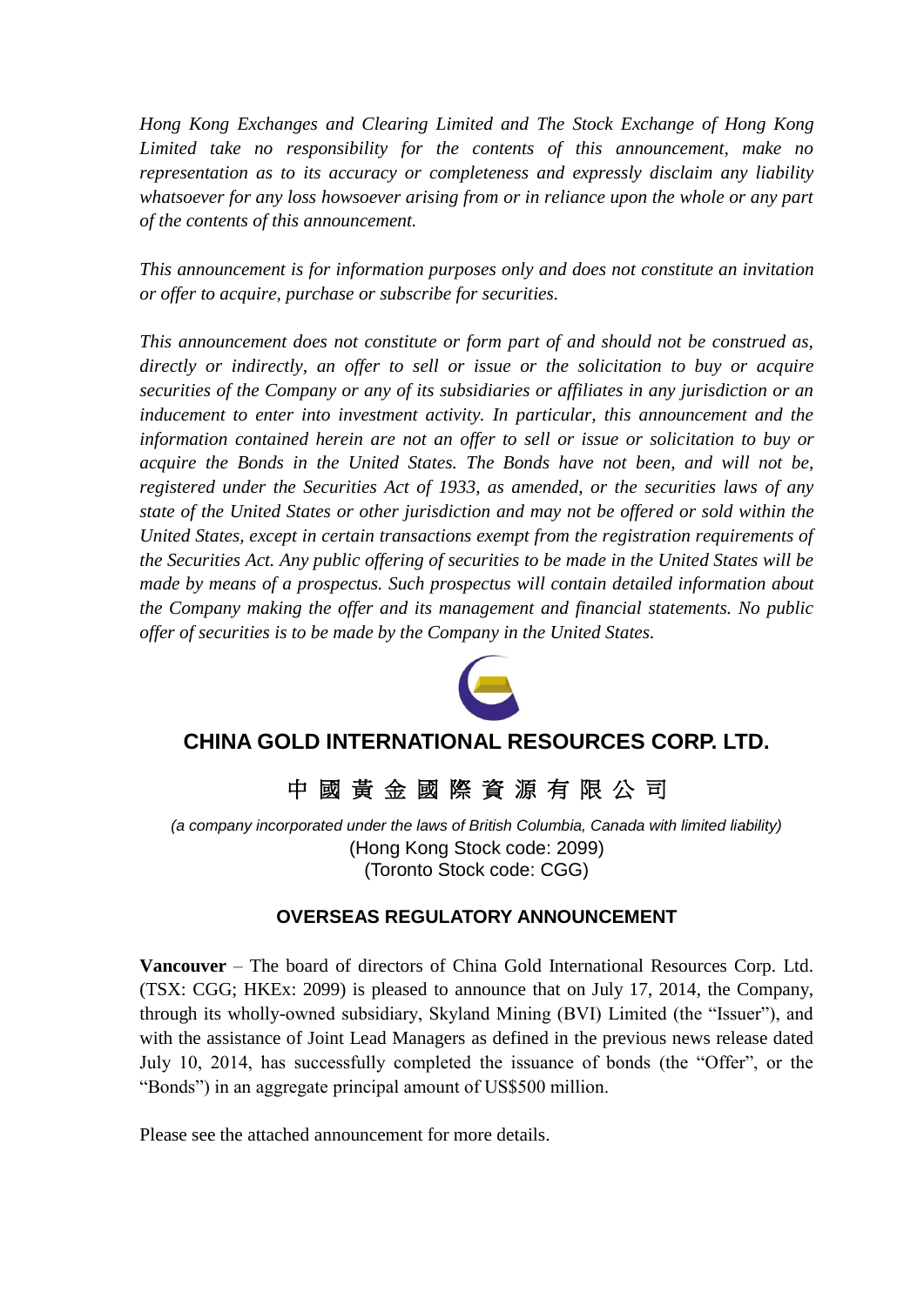*Hong Kong Exchanges and Clearing Limited and The Stock Exchange of Hong Kong Limited take no responsibility for the contents of this announcement, make no representation as to its accuracy or completeness and expressly disclaim any liability whatsoever for any loss howsoever arising from or in reliance upon the whole or any part of the contents of this announcement.*

*This announcement is for information purposes only and does not constitute an invitation or offer to acquire, purchase or subscribe for securities.*

*This announcement does not constitute or form part of and should not be construed as, directly or indirectly, an offer to sell or issue or the solicitation to buy or acquire securities of the Company or any of its subsidiaries or affiliates in any jurisdiction or an inducement to enter into investment activity. In particular, this announcement and the information contained herein are not an offer to sell or issue or solicitation to buy or acquire the Bonds in the United States. The Bonds have not been, and will not be, registered under the Securities Act of 1933, as amended, or the securities laws of any state of the United States or other jurisdiction and may not be offered or sold within the United States, except in certain transactions exempt from the registration requirements of the Securities Act. Any public offering of securities to be made in the United States will be made by means of a prospectus. Such prospectus will contain detailed information about the Company making the offer and its management and financial statements. No public offer of securities is to be made by the Company in the United States.*

# CHINA GOLD INTERNATIONAL RESOURCES CORP. LTD.

# 中 國 黃 金 國 際 資 源 有 限 公 司

*(a company incorporated under the laws of British Columbia, Canada with limited liability)*
(Hong Kong Stock code: 2099)
(Toronto Stock code: CGG)

## OVERSEAS REGULATORY ANNOUNCEMENT

**Vancouver** – The board of directors of China Gold International Resources Corp. Ltd. (TSX: CGG; HKEx: 2099) is pleased to announce that on July 17, 2014, the Company, through its wholly-owned subsidiary, Skyland Mining (BVI) Limited (the "Issuer"), and with the assistance of Joint Lead Managers as defined in the previous news release dated July 10, 2014, has successfully completed the issuance of bonds (the "Offer", or the "Bonds") in an aggregate principal amount of US$500 million.

Please see the attached announcement for more details.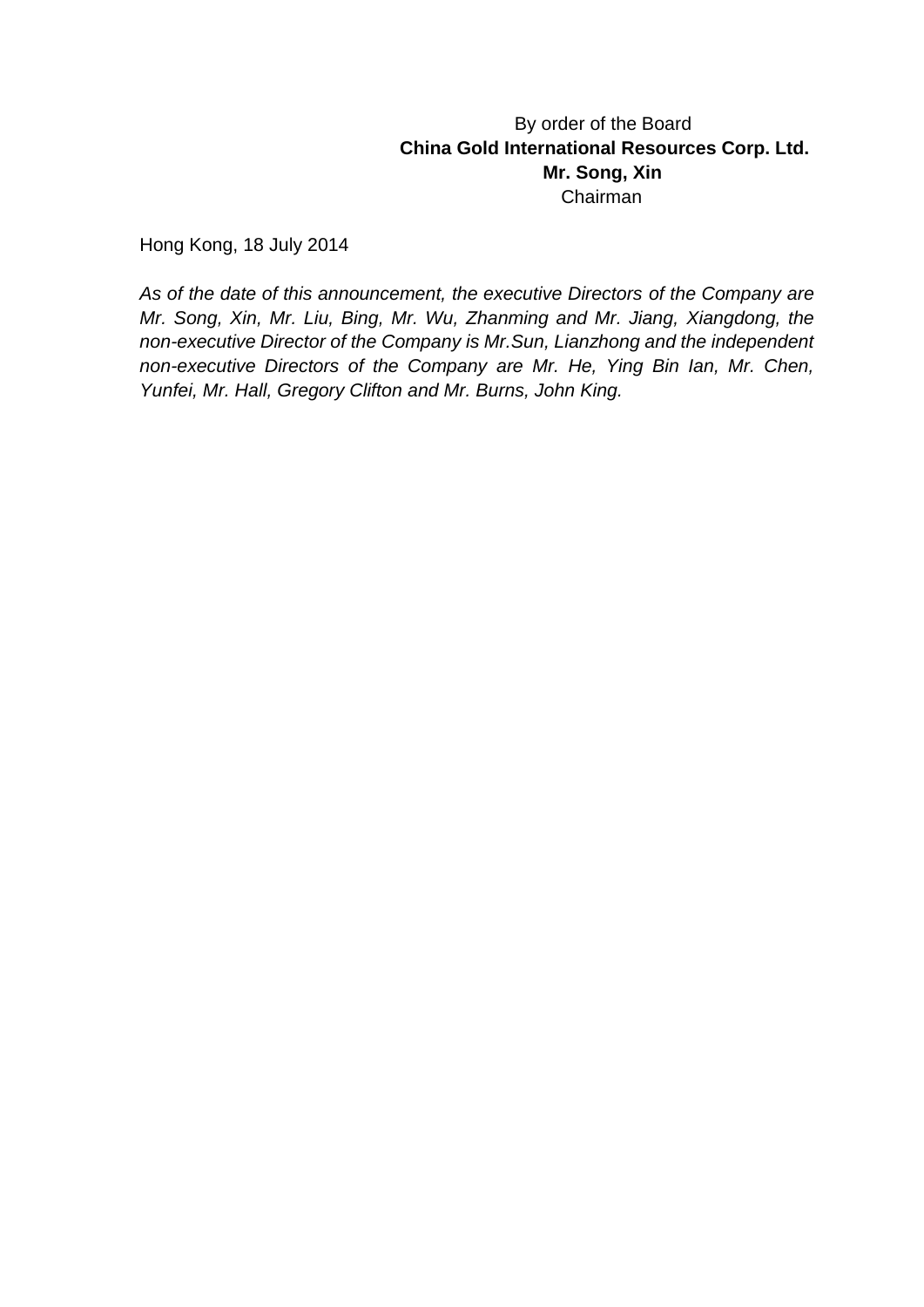By order of the Board
**China Gold International Resources Corp. Ltd.**
**Mr. Song, Xin**
Chairman

Hong Kong, 18 July 2014

*As of the date of this announcement, the executive Directors of the Company are Mr. Song, Xin, Mr. Liu, Bing, Mr. Wu, Zhanming and Mr. Jiang, Xiangdong, the non-executive Director of the Company is Mr.Sun, Lianzhong and the independent non-executive Directors of the Company are Mr. He, Ying Bin Ian, Mr. Chen, Yunfei, Mr. Hall, Gregory Clifton and Mr. Burns, John King.*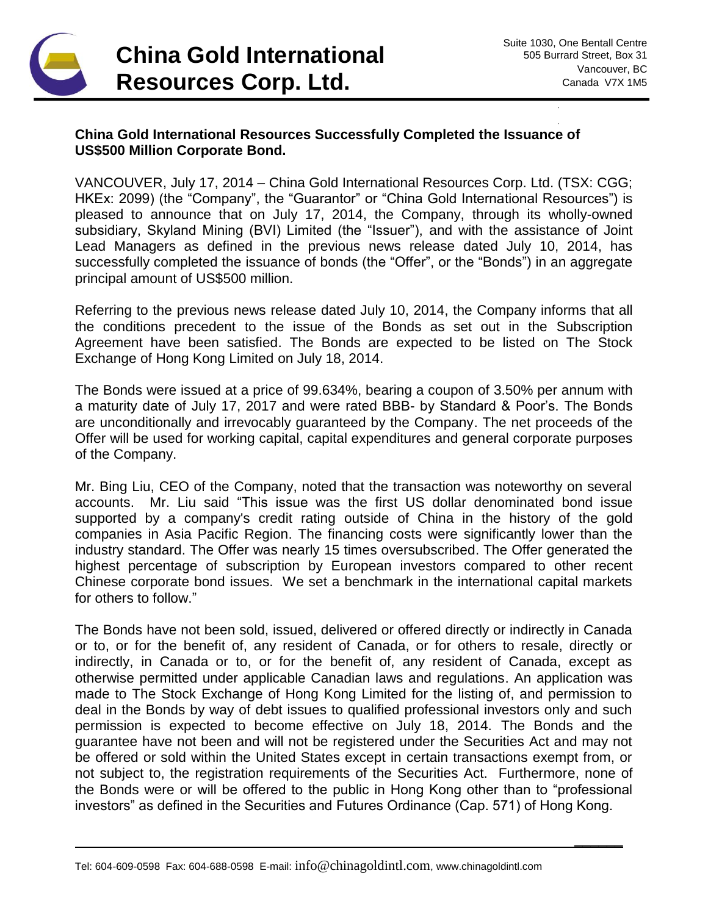# China Gold International Resources Corp. Ltd.

Suite 1030, One Bentall Centre
505 Burrard Street, Box 31
Vancouver, BC
Canada V7X 1M5

**China Gold International Resources Successfully Completed the Issuance of US$500 Million Corporate Bond.**

VANCOUVER, July 17, 2014 – China Gold International Resources Corp. Ltd. (TSX: CGG; HKEx: 2099) (the "Company", the "Guarantor" or "China Gold International Resources") is pleased to announce that on July 17, 2014, the Company, through its wholly-owned subsidiary, Skyland Mining (BVI) Limited (the "Issuer"), and with the assistance of Joint Lead Managers as defined in the previous news release dated July 10, 2014, has successfully completed the issuance of bonds (the "Offer", or the "Bonds") in an aggregate principal amount of US$500 million.

Referring to the previous news release dated July 10, 2014, the Company informs that all the conditions precedent to the issue of the Bonds as set out in the Subscription Agreement have been satisfied. The Bonds are expected to be listed on The Stock Exchange of Hong Kong Limited on July 18, 2014.

The Bonds were issued at a price of 99.634%, bearing a coupon of 3.50% per annum with a maturity date of July 17, 2017 and were rated BBB- by Standard & Poor's. The Bonds are unconditionally and irrevocably guaranteed by the Company. The net proceeds of the Offer will be used for working capital, capital expenditures and general corporate purposes of the Company.

Mr. Bing Liu, CEO of the Company, noted that the transaction was noteworthy on several accounts. Mr. Liu said "This issue was the first US dollar denominated bond issue supported by a company's credit rating outside of China in the history of the gold companies in Asia Pacific Region. The financing costs were significantly lower than the industry standard. The Offer was nearly 15 times oversubscribed. The Offer generated the highest percentage of subscription by European investors compared to other recent Chinese corporate bond issues. We set a benchmark in the international capital markets for others to follow."

The Bonds have not been sold, issued, delivered or offered directly or indirectly in Canada or to, or for the benefit of, any resident of Canada, or for others to resale, directly or indirectly, in Canada or to, or for the benefit of, any resident of Canada, except as otherwise permitted under applicable Canadian laws and regulations. An application was made to The Stock Exchange of Hong Kong Limited for the listing of, and permission to deal in the Bonds by way of debt issues to qualified professional investors only and such permission is expected to become effective on July 18, 2014. The Bonds and the guarantee have not been and will not be registered under the Securities Act and may not be offered or sold within the United States except in certain transactions exempt from, or not subject to, the registration requirements of the Securities Act. Furthermore, none of the Bonds were or will be offered to the public in Hong Kong other than to "professional investors" as defined in the Securities and Futures Ordinance (Cap. 571) of Hong Kong.

Tel: 604-609-0598 Fax: 604-688-0598 E-mail: info@chinagoldintl.com, www.chinagoldintl.com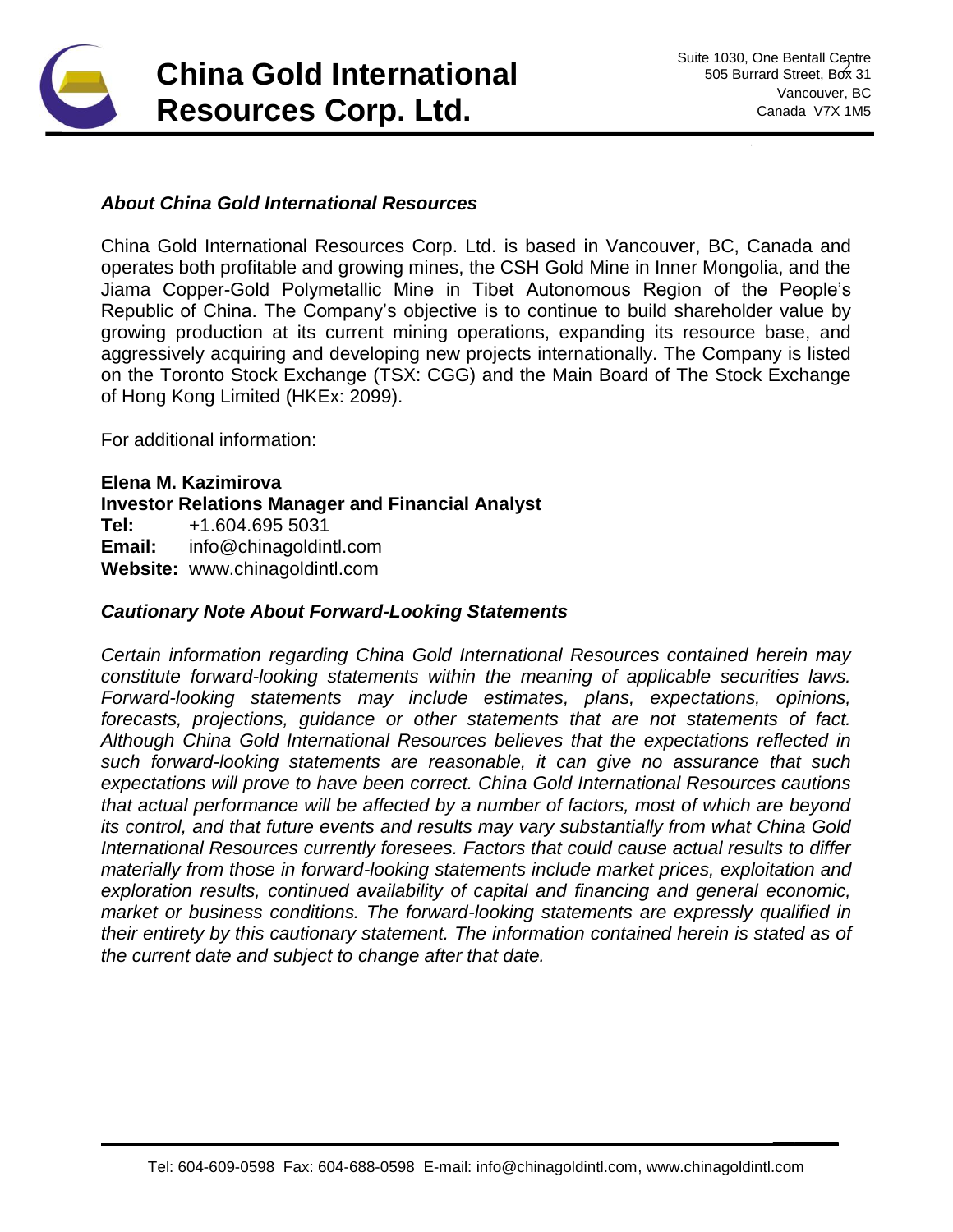### *About China Gold International Resources*

China Gold International Resources Corp. Ltd. is based in Vancouver, BC, Canada and operates both profitable and growing mines, the CSH Gold Mine in Inner Mongolia, and the Jiama Copper-Gold Polymetallic Mine in Tibet Autonomous Region of the People's Republic of China. The Company's objective is to continue to build shareholder value by growing production at its current mining operations, expanding its resource base, and aggressively acquiring and developing new projects internationally. The Company is listed on the Toronto Stock Exchange (TSX: CGG) and the Main Board of The Stock Exchange of Hong Kong Limited (HKEx: 2099).

For additional information:

**Elena M. Kazimirova**
**Investor Relations Manager and Financial Analyst**
**Tel:** +1.604.695 5031
**Email:** info@chinagoldintl.com
**Website:** www.chinagoldintl.com

### *Cautionary Note About Forward-Looking Statements*

*Certain information regarding China Gold International Resources contained herein may constitute forward-looking statements within the meaning of applicable securities laws. Forward-looking statements may include estimates, plans, expectations, opinions, forecasts, projections, guidance or other statements that are not statements of fact. Although China Gold International Resources believes that the expectations reflected in such forward-looking statements are reasonable, it can give no assurance that such expectations will prove to have been correct. China Gold International Resources cautions that actual performance will be affected by a number of factors, most of which are beyond its control, and that future events and results may vary substantially from what China Gold International Resources currently foresees. Factors that could cause actual results to differ materially from those in forward-looking statements include market prices, exploitation and exploration results, continued availability of capital and financing and general economic, market or business conditions. The forward-looking statements are expressly qualified in their entirety by this cautionary statement. The information contained herein is stated as of the current date and subject to change after that date.*